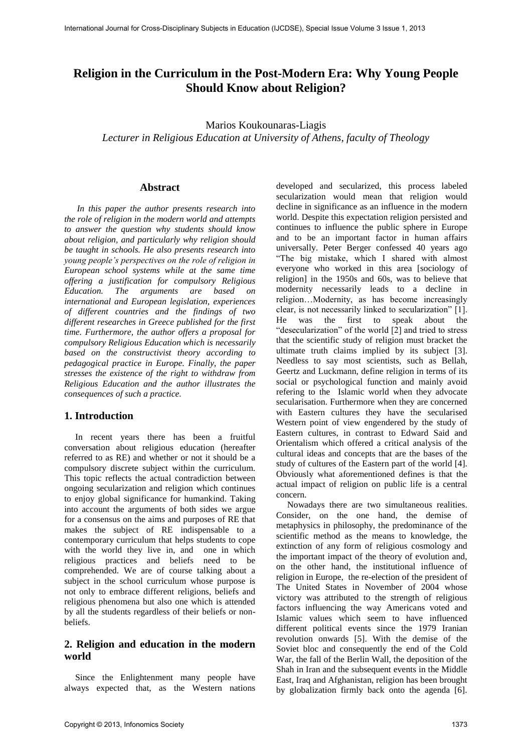# Religion in the Curriculum in the Post-Modern Era: Why Young People Should Know about Religion?

Marios Koukounaras-Liagis
*Lecturer in Religious Education at University of Athens, faculty of Theology*

## Abstract

*In this paper the author presents research into the role of religion in the modern world and attempts to answer the question why students should know about religion, and particularly why religion should be taught in schools. He also presents research into young people's perspectives on the role of religion in European school systems while at the same time offering a justification for compulsory Religious Education. The arguments are based on international and European legislation, experiences of different countries and the findings of two different researches in Greece published for the first time. Furthermore, the author offers a proposal for compulsory Religious Education which is necessarily based on the constructivist theory according to pedagogical practice in Europe. Finally, the paper stresses the existence of the right to withdraw from Religious Education and the author illustrates the consequences of such a practice.*

## 1. Introduction

In recent years there has been a fruitful conversation about religious education (hereafter referred to as RE) and whether or not it should be a compulsory discrete subject within the curriculum. This topic reflects the actual contradiction between ongoing secularization and religion which continues to enjoy global significance for humankind. Taking into account the arguments of both sides we argue for a consensus on the aims and purposes of RE that makes the subject of RE indispensable to a contemporary curriculum that helps students to cope with the world they live in, and one in which religious practices and beliefs need to be comprehended. We are of course talking about a subject in the school curriculum whose purpose is not only to embrace different religions, beliefs and religious phenomena but also one which is attended by all the students regardless of their beliefs or non-beliefs.

## 2. Religion and education in the modern world

Since the Enlightenment many people have always expected that, as the Western nations developed and secularized, this process labeled secularization would mean that religion would decline in significance as an influence in the modern world. Despite this expectation religion persisted and continues to influence the public sphere in Europe and to be an important factor in human affairs universally. Peter Berger confessed 40 years ago "The big mistake, which I shared with almost everyone who worked in this area [sociology of religion] in the 1950s and 60s, was to believe that modernity necessarily leads to a decline in religion…Modernity, as has become increasingly clear, is not necessarily linked to secularization" [1]. He was the first to speak about the "desecularization" of the world [2] and tried to stress that the scientific study of religion must bracket the ultimate truth claims implied by its subject [3]. Needless to say most scientists, such as Bellah, Geertz and Luckmann, define religion in terms of its social or psychological function and mainly avoid refering to the Islamic world when they advocate secularisation. Furthermore when they are concerned with Eastern cultures they have the secularised Western point of view engendered by the study of Eastern cultures, in contrast to Edward Said and Orientalism which offered a critical analysis of the cultural ideas and concepts that are the bases of the study of cultures of the Eastern part of the world [4]. Obviously what aforementioned defines is that the actual impact of religion on public life is a central concern.

Nowadays there are two simultaneous realities. Consider, on the one hand, the demise of metaphysics in philosophy, the predominance of the scientific method as the means to knowledge, the extinction of any form of religious cosmology and the important impact of the theory of evolution and, on the other hand, the institutional influence of religion in Europe, the re-election of the president of The United States in November of 2004 whose victory was attributed to the strength of religious factors influencing the way Americans voted and Islamic values which seem to have influenced different political events since the 1979 Iranian revolution onwards [5]. With the demise of the Soviet bloc and consequently the end of the Cold War, the fall of the Berlin Wall, the deposition of the Shah in Iran and the subsequent events in the Middle East, Iraq and Afghanistan, religion has been brought by globalization firmly back onto the agenda [6].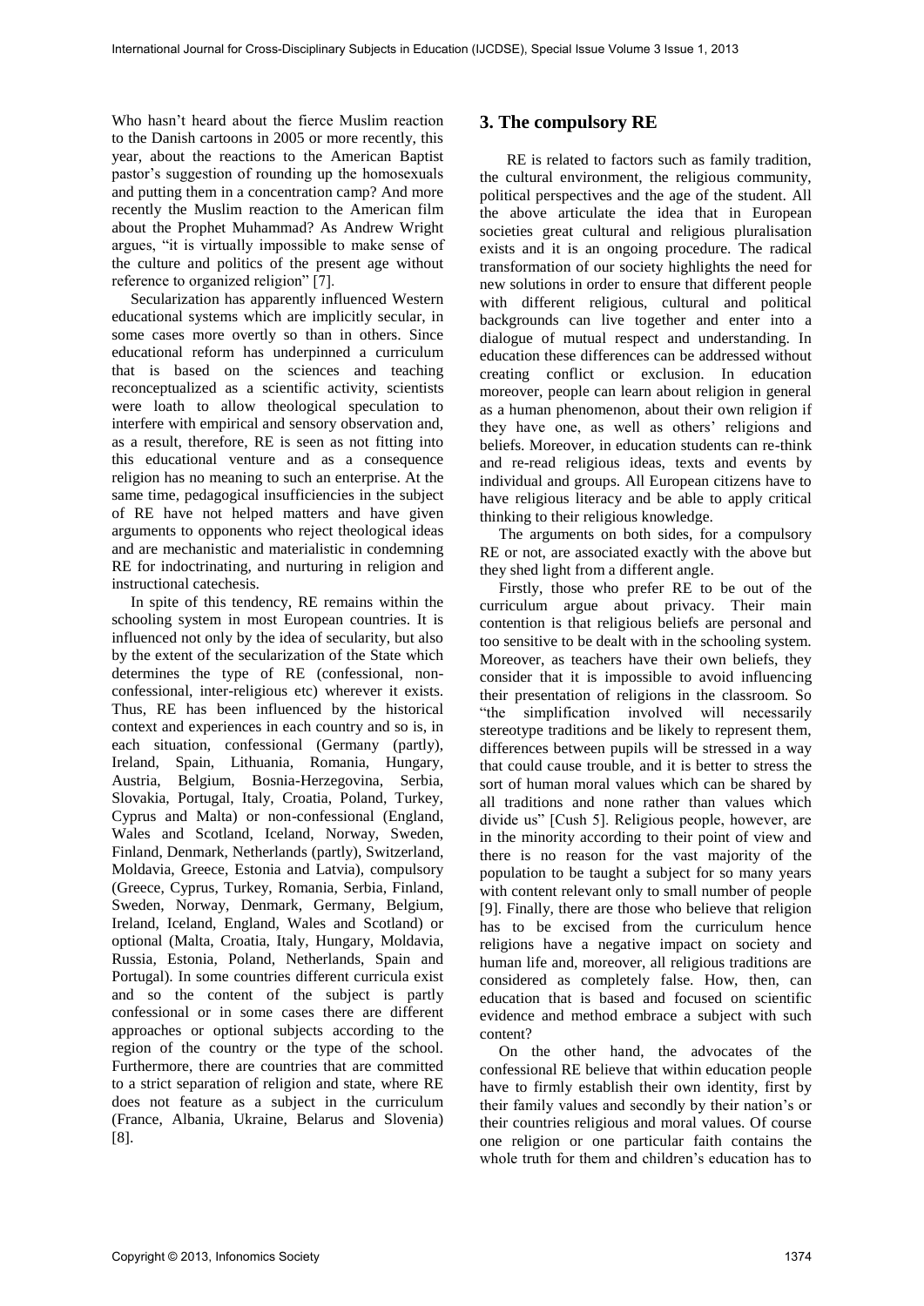Who hasn't heard about the fierce Muslim reaction to the Danish cartoons in 2005 or more recently, this year, about the reactions to the American Baptist pastor's suggestion of rounding up the homosexuals and putting them in a concentration camp? And more recently the Muslim reaction to the American film about the Prophet Muhammad? As Andrew Wright argues, "it is virtually impossible to make sense of the culture and politics of the present age without reference to organized religion" [7].

Secularization has apparently influenced Western educational systems which are implicitly secular, in some cases more overtly so than in others. Since educational reform has underpinned a curriculum that is based on the sciences and teaching reconceptualized as a scientific activity, scientists were loath to allow theological speculation to interfere with empirical and sensory observation and, as a result, therefore, RE is seen as not fitting into this educational venture and as a consequence religion has no meaning to such an enterprise. At the same time, pedagogical insufficiencies in the subject of RE have not helped matters and have given arguments to opponents who reject theological ideas and are mechanistic and materialistic in condemning RE for indoctrinating, and nurturing in religion and instructional catechesis.

In spite of this tendency, RE remains within the schooling system in most European countries. It is influenced not only by the idea of secularity, but also by the extent of the secularization of the State which determines the type of RE (confessional, non-confessional, inter-religious etc) wherever it exists. Thus, RE has been influenced by the historical context and experiences in each country and so is, in each situation, confessional (Germany (partly), Ireland, Spain, Lithuania, Romania, Hungary, Austria, Belgium, Bosnia-Herzegovina, Serbia, Slovakia, Portugal, Italy, Croatia, Poland, Turkey, Cyprus and Malta) or non-confessional (England, Wales and Scotland, Iceland, Norway, Sweden, Finland, Denmark, Netherlands (partly), Switzerland, Moldavia, Greece, Estonia and Latvia), compulsory (Greece, Cyprus, Turkey, Romania, Serbia, Finland, Sweden, Norway, Denmark, Germany, Belgium, Ireland, Iceland, England, Wales and Scotland) or optional (Malta, Croatia, Italy, Hungary, Moldavia, Russia, Estonia, Poland, Netherlands, Spain and Portugal). In some countries different curricula exist and so the content of the subject is partly confessional or in some cases there are different approaches or optional subjects according to the region of the country or the type of the school. Furthermore, there are countries that are committed to a strict separation of religion and state, where RE does not feature as a subject in the curriculum (France, Albania, Ukraine, Belarus and Slovenia) [8].

## 3. The compulsory RE

RE is related to factors such as family tradition, the cultural environment, the religious community, political perspectives and the age of the student. All the above articulate the idea that in European societies great cultural and religious pluralisation exists and it is an ongoing procedure. The radical transformation of our society highlights the need for new solutions in order to ensure that different people with different religious, cultural and political backgrounds can live together and enter into a dialogue of mutual respect and understanding. In education these differences can be addressed without creating conflict or exclusion. In education moreover, people can learn about religion in general as a human phenomenon, about their own religion if they have one, as well as others' religions and beliefs. Moreover, in education students can re-think and re-read religious ideas, texts and events by individual and groups. All European citizens have to have religious literacy and be able to apply critical thinking to their religious knowledge.

The arguments on both sides, for a compulsory RE or not, are associated exactly with the above but they shed light from a different angle.

Firstly, those who prefer RE to be out of the curriculum argue about privacy. Their main contention is that religious beliefs are personal and too sensitive to be dealt with in the schooling system. Moreover, as teachers have their own beliefs, they consider that it is impossible to avoid influencing their presentation of religions in the classroom. So "the simplification involved will necessarily stereotype traditions and be likely to represent them, differences between pupils will be stressed in a way that could cause trouble, and it is better to stress the sort of human moral values which can be shared by all traditions and none rather than values which divide us" [Cush 5]. Religious people, however, are in the minority according to their point of view and there is no reason for the vast majority of the population to be taught a subject for so many years with content relevant only to small number of people [9]. Finally, there are those who believe that religion has to be excised from the curriculum hence religions have a negative impact on society and human life and, moreover, all religious traditions are considered as completely false. How, then, can education that is based and focused on scientific evidence and method embrace a subject with such content?

On the other hand, the advocates of the confessional RE believe that within education people have to firmly establish their own identity, first by their family values and secondly by their nation's or their countries religious and moral values. Of course one religion or one particular faith contains the whole truth for them and children's education has to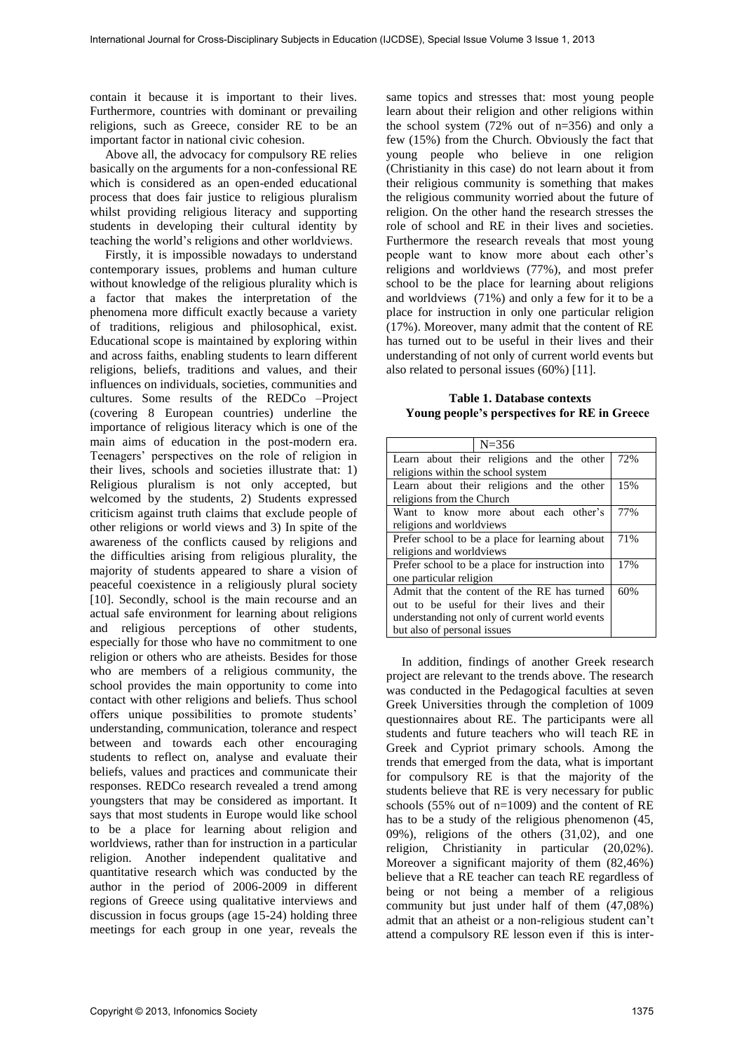contain it because it is important to their lives. Furthermore, countries with dominant or prevailing religions, such as Greece, consider RE to be an important factor in national civic cohesion.

Above all, the advocacy for compulsory RE relies basically on the arguments for a non-confessional RE which is considered as an open-ended educational process that does fair justice to religious pluralism whilst providing religious literacy and supporting students in developing their cultural identity by teaching the world's religions and other worldviews.

Firstly, it is impossible nowadays to understand contemporary issues, problems and human culture without knowledge of the religious plurality which is a factor that makes the interpretation of the phenomena more difficult exactly because a variety of traditions, religious and philosophical, exist. Educational scope is maintained by exploring within and across faiths, enabling students to learn different religions, beliefs, traditions and values, and their influences on individuals, societies, communities and cultures. Some results of the REDCo –Project (covering 8 European countries) underline the importance of religious literacy which is one of the main aims of education in the post-modern era. Teenagers' perspectives on the role of religion in their lives, schools and societies illustrate that: 1) Religious pluralism is not only accepted, but welcomed by the students, 2) Students expressed criticism against truth claims that exclude people of other religions or world views and 3) In spite of the awareness of the conflicts caused by religions and the difficulties arising from religious plurality, the majority of students appeared to share a vision of peaceful coexistence in a religiously plural society [10]. Secondly, school is the main recourse and an actual safe environment for learning about religions and religious perceptions of other students, especially for those who have no commitment to one religion or others who are atheists. Besides for those who are members of a religious community, the school provides the main opportunity to come into contact with other religions and beliefs. Thus school offers unique possibilities to promote students' understanding, communication, tolerance and respect between and towards each other encouraging students to reflect on, analyse and evaluate their beliefs, values and practices and communicate their responses. REDCo research revealed a trend among youngsters that may be considered as important. It says that most students in Europe would like school to be a place for learning about religion and worldviews, rather than for instruction in a particular religion. Another independent qualitative and quantitative research which was conducted by the author in the period of 2006-2009 in different regions of Greece using qualitative interviews and discussion in focus groups (age 15-24) holding three meetings for each group in one year, reveals the same topics and stresses that: most young people learn about their religion and other religions within the school system (72% out of n=356) and only a few (15%) from the Church. Obviously the fact that young people who believe in one religion (Christianity in this case) do not learn about it from their religious community is something that makes the religious community worried about the future of religion. On the other hand the research stresses the role of school and RE in their lives and societies. Furthermore the research reveals that most young people want to know more about each other's religions and worldviews (77%), and most prefer school to be the place for learning about religions and worldviews (71%) and only a few for it to be a place for instruction in only one particular religion (17%). Moreover, many admit that the content of RE has turned out to be useful in their lives and their understanding of not only of current world events but also related to personal issues (60%) [11].

**Table 1. Database contexts**
**Young people's perspectives for RE in Greece**

| N=356 | |
|---|---|
| Learn about their religions and the other religions within the school system | 72% |
| Learn about their religions and the other religions from the Church | 15% |
| Want to know more about each other's religions and worldviews | 77% |
| Prefer school to be a place for learning about religions and worldviews | 71% |
| Prefer school to be a place for instruction into one particular religion | 17% |
| Admit that the content of the RE has turned out to be useful for their lives and their understanding not only of current world events but also of personal issues | 60% |

In addition, findings of another Greek research project are relevant to the trends above. The research was conducted in the Pedagogical faculties at seven Greek Universities through the completion of 1009 questionnaires about RE. The participants were all students and future teachers who will teach RE in Greek and Cypriot primary schools. Among the trends that emerged from the data, what is important for compulsory RE is that the majority of the students believe that RE is very necessary for public schools (55% out of n=1009) and the content of RE has to be a study of the religious phenomenon (45, 09%), religions of the others (31,02), and one religion, Christianity in particular (20,02%). Moreover a significant majority of them (82,46%) believe that a RE teacher can teach RE regardless of being or not being a member of a religious community but just under half of them (47,08%) admit that an atheist or a non-religious student can't attend a compulsory RE lesson even if this is inter-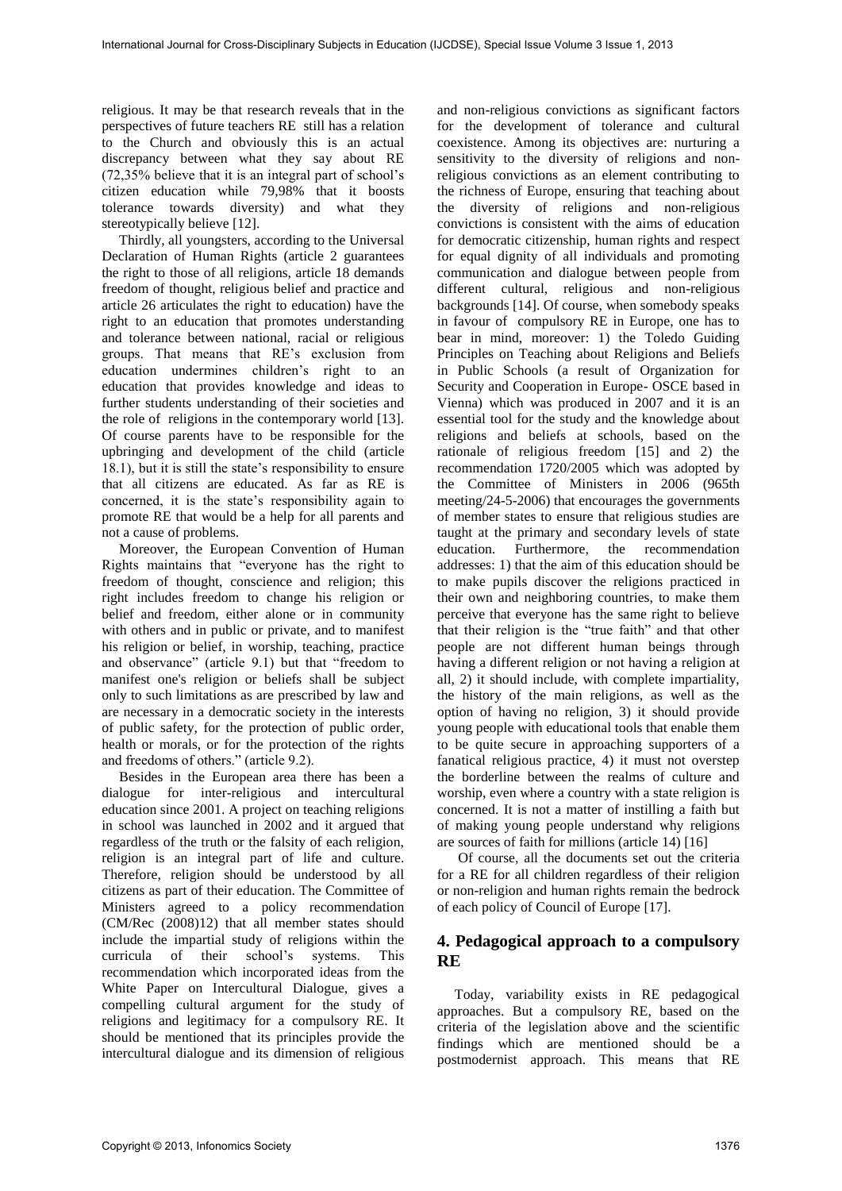religious. It may be that research reveals that in the perspectives of future teachers RE still has a relation to the Church and obviously this is an actual discrepancy between what they say about RE (72,35% believe that it is an integral part of school's citizen education while 79,98% that it boosts tolerance towards diversity) and what they stereotypically believe [12].

Thirdly, all youngsters, according to the Universal Declaration of Human Rights (article 2 guarantees the right to those of all religions, article 18 demands freedom of thought, religious belief and practice and article 26 articulates the right to education) have the right to an education that promotes understanding and tolerance between national, racial or religious groups. That means that RE's exclusion from education undermines children's right to an education that provides knowledge and ideas to further students understanding of their societies and the role of religions in the contemporary world [13]. Of course parents have to be responsible for the upbringing and development of the child (article 18.1), but it is still the state's responsibility to ensure that all citizens are educated. As far as RE is concerned, it is the state's responsibility again to promote RE that would be a help for all parents and not a cause of problems.

Moreover, the European Convention of Human Rights maintains that "everyone has the right to freedom of thought, conscience and religion; this right includes freedom to change his religion or belief and freedom, either alone or in community with others and in public or private, and to manifest his religion or belief, in worship, teaching, practice and observance" (article 9.1) but that "freedom to manifest one's religion or beliefs shall be subject only to such limitations as are prescribed by law and are necessary in a democratic society in the interests of public safety, for the protection of public order, health or morals, or for the protection of the rights and freedoms of others." (article 9.2).

Besides in the European area there has been a dialogue for inter-religious and intercultural education since 2001. A project on teaching religions in school was launched in 2002 and it argued that regardless of the truth or the falsity of each religion, religion is an integral part of life and culture. Therefore, religion should be understood by all citizens as part of their education. The Committee of Ministers agreed to a policy recommendation (CM/Rec (2008)12) that all member states should include the impartial study of religions within the curricula of their school's systems. This recommendation which incorporated ideas from the White Paper on Intercultural Dialogue, gives a compelling cultural argument for the study of religions and legitimacy for a compulsory RE. It should be mentioned that its principles provide the intercultural dialogue and its dimension of religious and non-religious convictions as significant factors for the development of tolerance and cultural coexistence. Among its objectives are: nurturing a sensitivity to the diversity of religions and non-religious convictions as an element contributing to the richness of Europe, ensuring that teaching about the diversity of religions and non-religious convictions is consistent with the aims of education for democratic citizenship, human rights and respect for equal dignity of all individuals and promoting communication and dialogue between people from different cultural, religious and non-religious backgrounds [14]. Of course, when somebody speaks in favour of compulsory RE in Europe, one has to bear in mind, moreover: 1) the Toledo Guiding Principles on Teaching about Religions and Beliefs in Public Schools (a result of Organization for Security and Cooperation in Europe- OSCE based in Vienna) which was produced in 2007 and it is an essential tool for the study and the knowledge about religions and beliefs at schools, based on the rationale of religious freedom [15] and 2) the recommendation 1720/2005 which was adopted by the Committee of Ministers in 2006 (965th meeting/24-5-2006) that encourages the governments of member states to ensure that religious studies are taught at the primary and secondary levels of state education. Furthermore, the recommendation addresses: 1) that the aim of this education should be to make pupils discover the religions practiced in their own and neighboring countries, to make them perceive that everyone has the same right to believe that their religion is the "true faith" and that other people are not different human beings through having a different religion or not having a religion at all, 2) it should include, with complete impartiality, the history of the main religions, as well as the option of having no religion, 3) it should provide young people with educational tools that enable them to be quite secure in approaching supporters of a fanatical religious practice, 4) it must not overstep the borderline between the realms of culture and worship, even where a country with a state religion is concerned. It is not a matter of instilling a faith but of making young people understand why religions are sources of faith for millions (article 14) [16]

Of course, all the documents set out the criteria for a RE for all children regardless of their religion or non-religion and human rights remain the bedrock of each policy of Council of Europe [17].

## 4. Pedagogical approach to a compulsory RE

Today, variability exists in RE pedagogical approaches. But a compulsory RE, based on the criteria of the legislation above and the scientific findings which are mentioned should be a postmodernist approach. This means that RE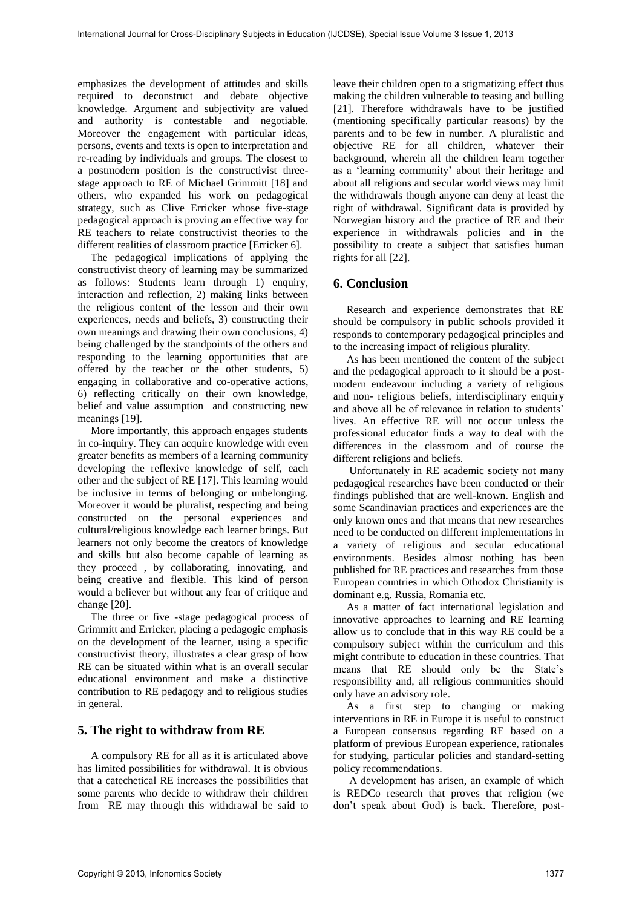emphasizes the development of attitudes and skills required to deconstruct and debate objective knowledge. Argument and subjectivity are valued and authority is contestable and negotiable. Moreover the engagement with particular ideas, persons, events and texts is open to interpretation and re-reading by individuals and groups. The closest to a postmodern position is the constructivist three-stage approach to RE of Michael Grimmitt [18] and others, who expanded his work on pedagogical strategy, such as Clive Erricker whose five-stage pedagogical approach is proving an effective way for RE teachers to relate constructivist theories to the different realities of classroom practice [Erricker 6].

The pedagogical implications of applying the constructivist theory of learning may be summarized as follows: Students learn through 1) enquiry, interaction and reflection, 2) making links between the religious content of the lesson and their own experiences, needs and beliefs, 3) constructing their own meanings and drawing their own conclusions, 4) being challenged by the standpoints of the others and responding to the learning opportunities that are offered by the teacher or the other students, 5) engaging in collaborative and co-operative actions, 6) reflecting critically on their own knowledge, belief and value assumption and constructing new meanings [19].

More importantly, this approach engages students in co-inquiry. They can acquire knowledge with even greater benefits as members of a learning community developing the reflexive knowledge of self, each other and the subject of RE [17]. This learning would be inclusive in terms of belonging or unbelonging. Moreover it would be pluralist, respecting and being constructed on the personal experiences and cultural/religious knowledge each learner brings. But learners not only become the creators of knowledge and skills but also become capable of learning as they proceed , by collaborating, innovating, and being creative and flexible. This kind of person would a believer but without any fear of critique and change [20].

The three or five -stage pedagogical process of Grimmitt and Erricker, placing a pedagogic emphasis on the development of the learner, using a specific constructivist theory, illustrates a clear grasp of how RE can be situated within what is an overall secular educational environment and make a distinctive contribution to RE pedagogy and to religious studies in general.

## 5. The right to withdraw from RE

A compulsory RE for all as it is articulated above has limited possibilities for withdrawal. It is obvious that a catechetical RE increases the possibilities that some parents who decide to withdraw their children from RE may through this withdrawal be said to leave their children open to a stigmatizing effect thus making the children vulnerable to teasing and bulling [21]. Therefore withdrawals have to be justified (mentioning specifically particular reasons) by the parents and to be few in number. A pluralistic and objective RE for all children, whatever their background, wherein all the children learn together as a 'learning community' about their heritage and about all religions and secular world views may limit the withdrawals though anyone can deny at least the right of withdrawal. Significant data is provided by Norwegian history and the practice of RE and their experience in withdrawals policies and in the possibility to create a subject that satisfies human rights for all [22].

## 6. Conclusion

Research and experience demonstrates that RE should be compulsory in public schools provided it responds to contemporary pedagogical principles and to the increasing impact of religious plurality.

As has been mentioned the content of the subject and the pedagogical approach to it should be a post-modern endeavour including a variety of religious and non- religious beliefs, interdisciplinary enquiry and above all be of relevance in relation to students' lives. An effective RE will not occur unless the professional educator finds a way to deal with the differences in the classroom and of course the different religions and beliefs.

Unfortunately in RE academic society not many pedagogical researches have been conducted or their findings published that are well-known. English and some Scandinavian practices and experiences are the only known ones and that means that new researches need to be conducted on different implementations in a variety of religious and secular educational environments. Besides almost nothing has been published for RE practices and researches from those European countries in which Othodox Christianity is dominant e.g. Russia, Romania etc.

As a matter of fact international legislation and innovative approaches to learning and RE learning allow us to conclude that in this way RE could be a compulsory subject within the curriculum and this might contribute to education in these countries. That means that RE should only be the State's responsibility and, all religious communities should only have an advisory role.

As a first step to changing or making interventions in RE in Europe it is useful to construct a European consensus regarding RE based on a platform of previous European experience, rationales for studying, particular policies and standard-setting policy recommendations.

A development has arisen, an example of which is REDCo research that proves that religion (we don't speak about God) is back. Therefore, post-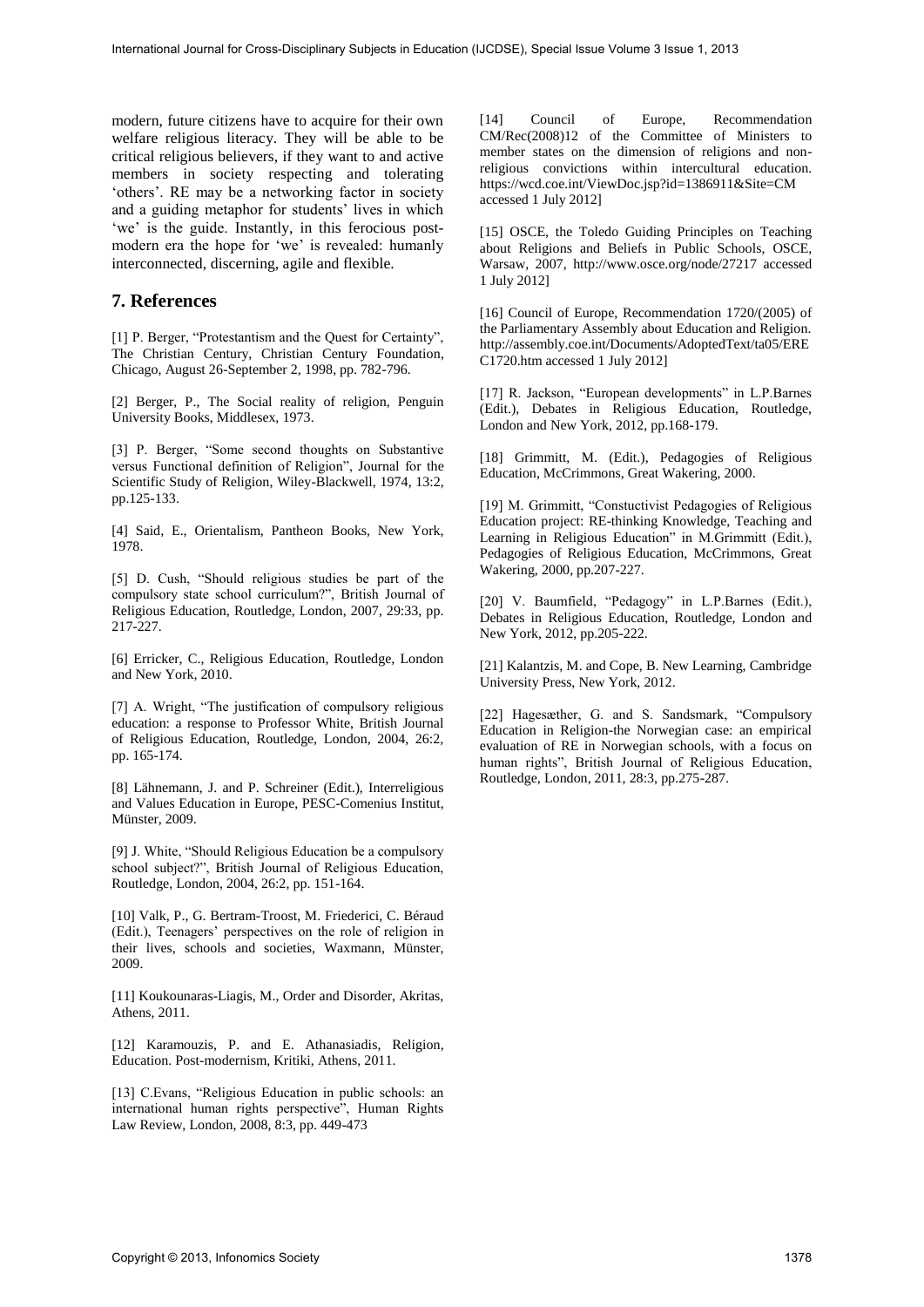modern, future citizens have to acquire for their own welfare religious literacy. They will be able to be critical religious believers, if they want to and active members in society respecting and tolerating 'others'. RE may be a networking factor in society and a guiding metaphor for students' lives in which 'we' is the guide. Instantly, in this ferocious post-modern era the hope for 'we' is revealed: humanly interconnected, discerning, agile and flexible.

## 7. References

[1] P. Berger, "Protestantism and the Quest for Certainty", The Christian Century, Christian Century Foundation, Chicago, August 26-September 2, 1998, pp. 782-796.

[2] Berger, P., The Social reality of religion, Penguin University Books, Middlesex, 1973.

[3] P. Berger, "Some second thoughts on Substantive versus Functional definition of Religion", Journal for the Scientific Study of Religion, Wiley-Blackwell, 1974, 13:2, pp.125-133.

[4] Said, E., Orientalism, Pantheon Books, New York, 1978.

[5] D. Cush, "Should religious studies be part of the compulsory state school curriculum?", British Journal of Religious Education, Routledge, London, 2007, 29:33, pp. 217-227.

[6] Erricker, C., Religious Education, Routledge, London and New York, 2010.

[7] A. Wright, "The justification of compulsory religious education: a response to Professor White, British Journal of Religious Education, Routledge, London, 2004, 26:2, pp. 165-174.

[8] Lähnemann, J. and P. Schreiner (Edit.), Interreligious and Values Education in Europe, PESC-Comenius Institut, Münster, 2009.

[9] J. White, "Should Religious Education be a compulsory school subject?", British Journal of Religious Education, Routledge, London, 2004, 26:2, pp. 151-164.

[10] Valk, P., G. Bertram-Troost, M. Friederici, C. Béraud (Edit.), Teenagers' perspectives on the role of religion in their lives, schools and societies, Waxmann, Münster, 2009.

[11] Koukounaras-Liagis, M., Order and Disorder, Akritas, Athens, 2011.

[12] Karamouzis, P. and E. Athanasiadis, Religion, Education. Post-modernism, Kritiki, Athens, 2011.

[13] C.Evans, "Religious Education in public schools: an international human rights perspective", Human Rights Law Review, London, 2008, 8:3, pp. 449-473

[14] Council of Europe, Recommendation CM/Rec(2008)12 of the Committee of Ministers to member states on the dimension of religions and non-religious convictions within intercultural education. https://wcd.coe.int/ViewDoc.jsp?id=1386911&Site=CM accessed 1 July 2012]

[15] OSCE, the Toledo Guiding Principles on Teaching about Religions and Beliefs in Public Schools, OSCE, Warsaw, 2007, http://www.osce.org/node/27217 accessed 1 July 2012]

[16] Council of Europe, Recommendation 1720/(2005) of the Parliamentary Assembly about Education and Religion. http://assembly.coe.int/Documents/AdoptedText/ta05/EREC1720.htm accessed 1 July 2012]

[17] R. Jackson, "European developments" in L.P.Barnes (Edit.), Debates in Religious Education, Routledge, London and New York, 2012, pp.168-179.

[18] Grimmitt, M. (Edit.), Pedagogies of Religious Education, McCrimmons, Great Wakering, 2000.

[19] M. Grimmitt, "Constuctivist Pedagogies of Religious Education project: RE-thinking Knowledge, Teaching and Learning in Religious Education" in M.Grimmitt (Edit.), Pedagogies of Religious Education, McCrimmons, Great Wakering, 2000, pp.207-227.

[20] V. Baumfield, "Pedagogy" in L.P.Barnes (Edit.), Debates in Religious Education, Routledge, London and New York, 2012, pp.205-222.

[21] Kalantzis, M. and Cope, B. New Learning, Cambridge University Press, New York, 2012.

[22] Hagesæther, G. and S. Sandsmark, "Compulsory Education in Religion-the Norwegian case: an empirical evaluation of RE in Norwegian schools, with a focus on human rights", British Journal of Religious Education, Routledge, London, 2011, 28:3, pp.275-287.